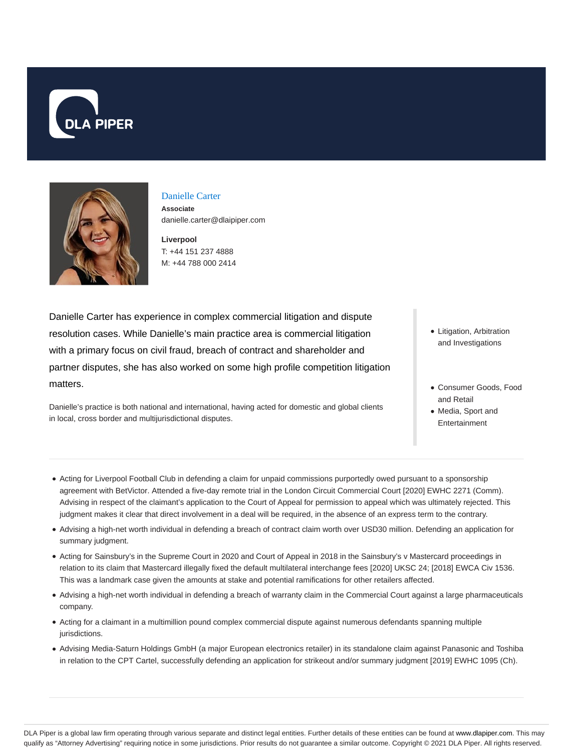DLA PIPER

## Danielle Carter

**Associate**
danielle.carter@dlaipiper.com

**Liverpool**
T: +44 151 237 4888
M: +44 788 000 2414

Danielle Carter has experience in complex commercial litigation and dispute resolution cases. While Danielle's main practice area is commercial litigation with a primary focus on civil fraud, breach of contract and shareholder and partner disputes, she has also worked on some high profile competition litigation matters.

Danielle's practice is both national and international, having acted for domestic and global clients in local, cross border and multijurisdictional disputes.

- Litigation, Arbitration and Investigations

- Consumer Goods, Food and Retail
- Media, Sport and Entertainment

- Acting for Liverpool Football Club in defending a claim for unpaid commissions purportedly owed pursuant to a sponsorship agreement with BetVictor. Attended a five-day remote trial in the London Circuit Commercial Court [2020] EWHC 2271 (Comm). Advising in respect of the claimant's application to the Court of Appeal for permission to appeal which was ultimately rejected. This judgment makes it clear that direct involvement in a deal will be required, in the absence of an express term to the contrary.
- Advising a high-net worth individual in defending a breach of contract claim worth over USD30 million. Defending an application for summary judgment.
- Acting for Sainsbury's in the Supreme Court in 2020 and Court of Appeal in 2018 in the Sainsbury's v Mastercard proceedings in relation to its claim that Mastercard illegally fixed the default multilateral interchange fees [2020] UKSC 24; [2018] EWCA Civ 1536. This was a landmark case given the amounts at stake and potential ramifications for other retailers affected.
- Advising a high-net worth individual in defending a breach of warranty claim in the Commercial Court against a large pharmaceuticals company.
- Acting for a claimant in a multimillion pound complex commercial dispute against numerous defendants spanning multiple jurisdictions.
- Advising Media-Saturn Holdings GmbH (a major European electronics retailer) in its standalone claim against Panasonic and Toshiba in relation to the CPT Cartel, successfully defending an application for strikeout and/or summary judgment [2019] EWHC 1095 (Ch).

DLA Piper is a global law firm operating through various separate and distinct legal entities. Further details of these entities can be found at www.dlapiper.com. This may qualify as "Attorney Advertising" requiring notice in some jurisdictions. Prior results do not guarantee a similar outcome. Copyright © 2021 DLA Piper. All rights reserved.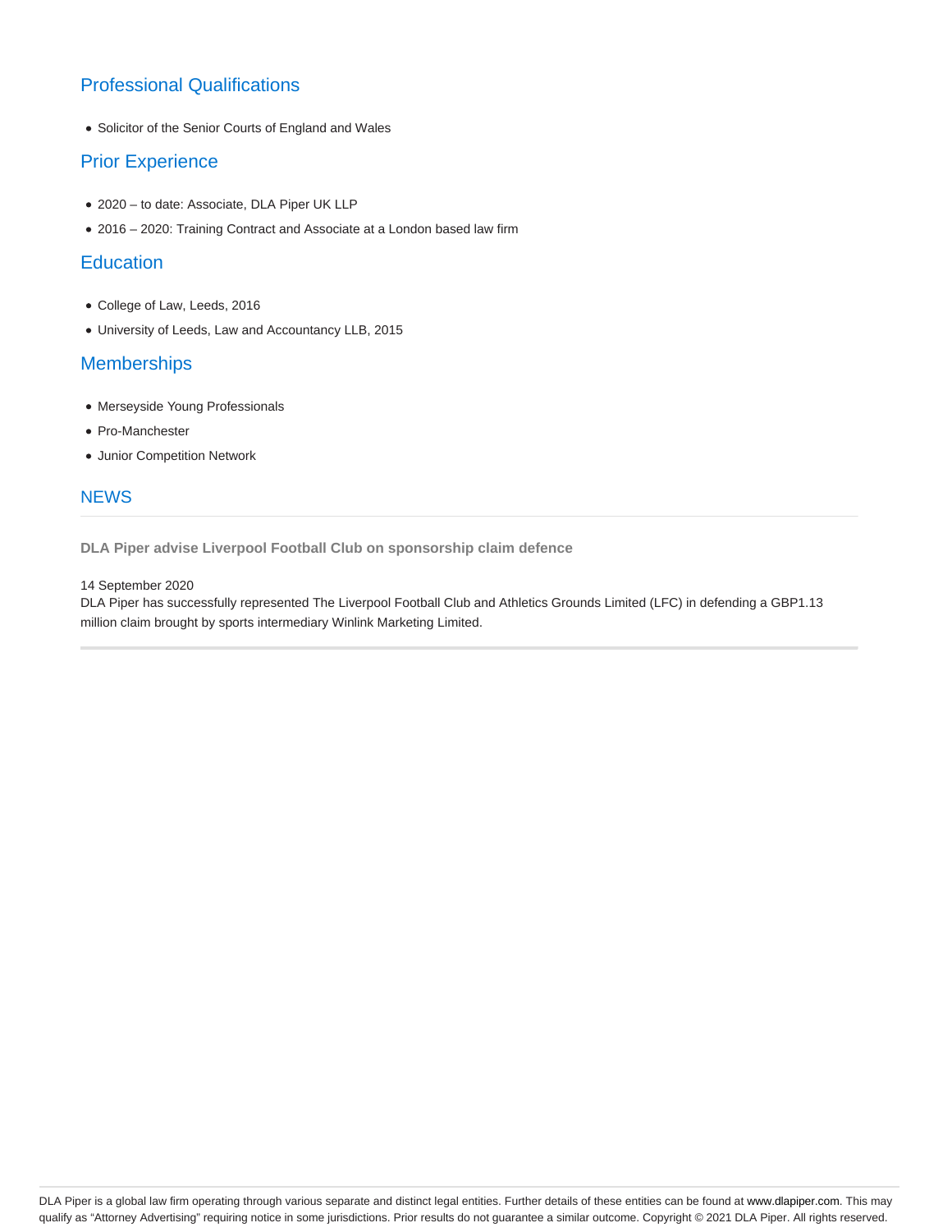## Professional Qualifications

- Solicitor of the Senior Courts of England and Wales

## Prior Experience

- 2020 – to date: Associate, DLA Piper UK LLP
- 2016 – 2020: Training Contract and Associate at a London based law firm

## Education

- College of Law, Leeds, 2016
- University of Leeds, Law and Accountancy LLB, 2015

## Memberships

- Merseyside Young Professionals
- Pro-Manchester
- Junior Competition Network

## NEWS

**DLA Piper advise Liverpool Football Club on sponsorship claim defence**

14 September 2020
DLA Piper has successfully represented The Liverpool Football Club and Athletics Grounds Limited (LFC) in defending a GBP1.13 million claim brought by sports intermediary Winlink Marketing Limited.

DLA Piper is a global law firm operating through various separate and distinct legal entities. Further details of these entities can be found at www.dlapiper.com. This may qualify as "Attorney Advertising" requiring notice in some jurisdictions. Prior results do not guarantee a similar outcome. Copyright © 2021 DLA Piper. All rights reserved.